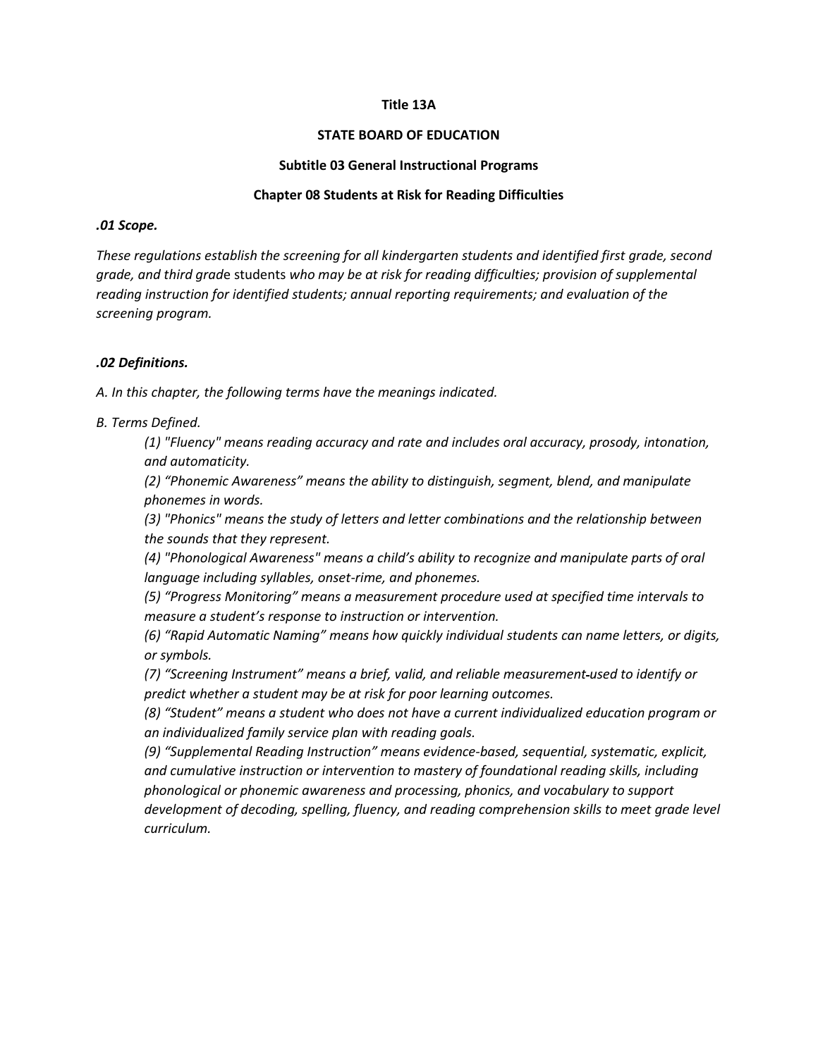**Title 13A**

**STATE BOARD OF EDUCATION**

**Subtitle 03 General Instructional Programs**

**Chapter 08 Students at Risk for Reading Difficulties**

***.01 Scope.***

*These regulations establish the screening for all kindergarten students and identified first grade, second grade, and third grad*e students *who may be at risk for reading difficulties; provision of supplemental reading instruction for identified students; annual reporting requirements; and evaluation of the screening program.*

***.02 Definitions.***

*A. In this chapter, the following terms have the meanings indicated.*

*B. Terms Defined.*

*(1) "Fluency" means reading accuracy and rate and includes oral accuracy, prosody, intonation, and automaticity.*

*(2) "Phonemic Awareness" means the ability to distinguish, segment, blend, and manipulate phonemes in words.*

*(3) "Phonics" means the study of letters and letter combinations and the relationship between the sounds that they represent.*

*(4) "Phonological Awareness" means a child's ability to recognize and manipulate parts of oral language including syllables, onset-rime, and phonemes.*

*(5) "Progress Monitoring" means a measurement procedure used at specified time intervals to measure a student's response to instruction or intervention.*

*(6) "Rapid Automatic Naming" means how quickly individual students can name letters, or digits, or symbols.*

*(7) "Screening Instrument" means a brief, valid, and reliable measurement used to identify or predict whether a student may be at risk for poor learning outcomes.*

*(8) "Student" means a student who does not have a current individualized education program or an individualized family service plan with reading goals.*

*(9) "Supplemental Reading Instruction" means evidence-based, sequential, systematic, explicit, and cumulative instruction or intervention to mastery of foundational reading skills, including phonological or phonemic awareness and processing, phonics, and vocabulary to support development of decoding, spelling, fluency, and reading comprehension skills to meet grade level curriculum.*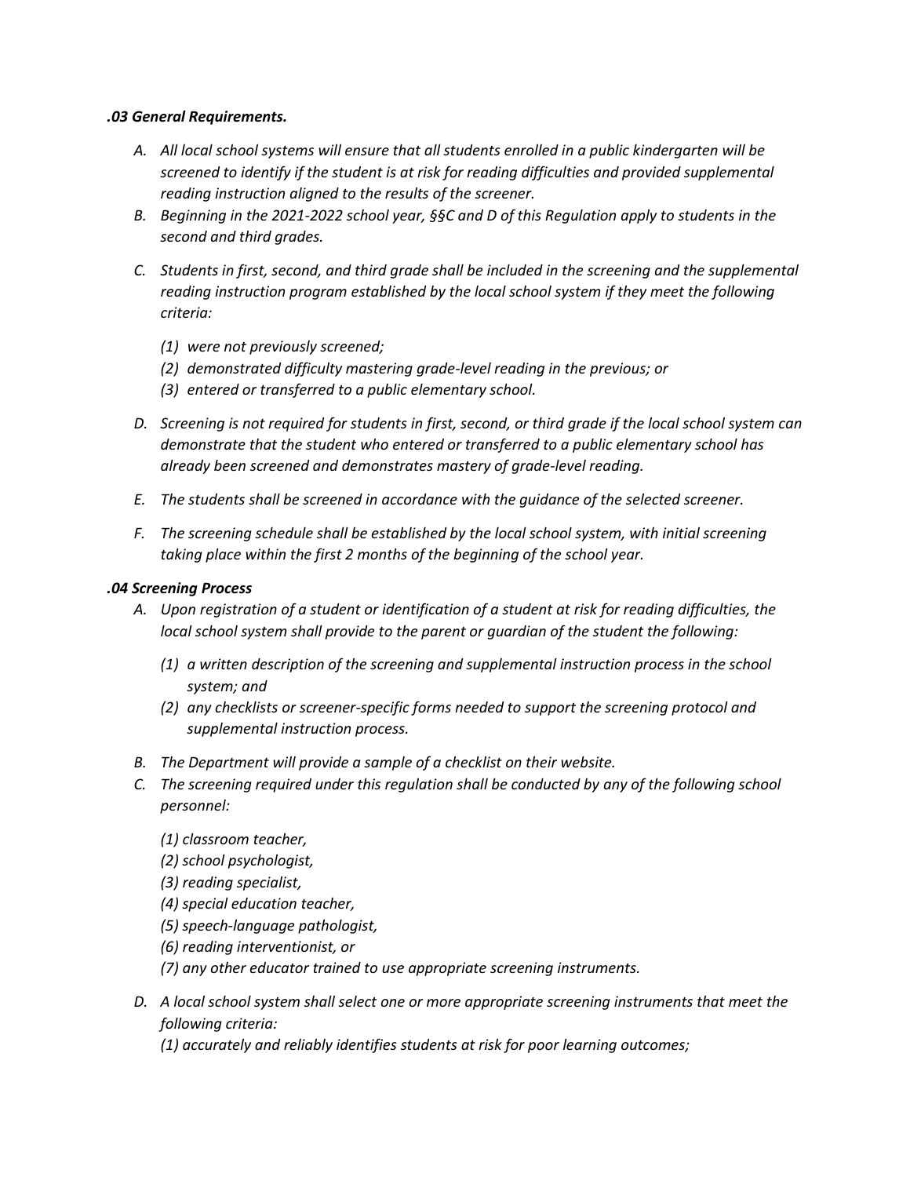***.03 General Requirements.***

*A. All local school systems will ensure that all students enrolled in a public kindergarten will be screened to identify if the student is at risk for reading difficulties and provided supplemental reading instruction aligned to the results of the screener.*

*B. Beginning in the 2021-2022 school year, §§C and D of this Regulation apply to students in the second and third grades.*

*C. Students in first, second, and third grade shall be included in the screening and the supplemental reading instruction program established by the local school system if they meet the following criteria:*

*(1) were not previously screened;*
*(2) demonstrated difficulty mastering grade-level reading in the previous; or*
*(3) entered or transferred to a public elementary school.*

*D. Screening is not required for students in first, second, or third grade if the local school system can demonstrate that the student who entered or transferred to a public elementary school has already been screened and demonstrates mastery of grade-level reading.*

*E. The students shall be screened in accordance with the guidance of the selected screener.*

*F. The screening schedule shall be established by the local school system, with initial screening taking place within the first 2 months of the beginning of the school year.*

***.04 Screening Process***

*A. Upon registration of a student or identification of a student at risk for reading difficulties, the local school system shall provide to the parent or guardian of the student the following:*

*(1) a written description of the screening and supplemental instruction process in the school system; and*
*(2) any checklists or screener-specific forms needed to support the screening protocol and supplemental instruction process.*

*B. The Department will provide a sample of a checklist on their website.*

*C. The screening required under this regulation shall be conducted by any of the following school personnel:*

*(1) classroom teacher,*
*(2) school psychologist,*
*(3) reading specialist,*
*(4) special education teacher,*
*(5) speech-language pathologist,*
*(6) reading interventionist, or*
*(7) any other educator trained to use appropriate screening instruments.*

*D. A local school system shall select one or more appropriate screening instruments that meet the following criteria:*
*(1) accurately and reliably identifies students at risk for poor learning outcomes;*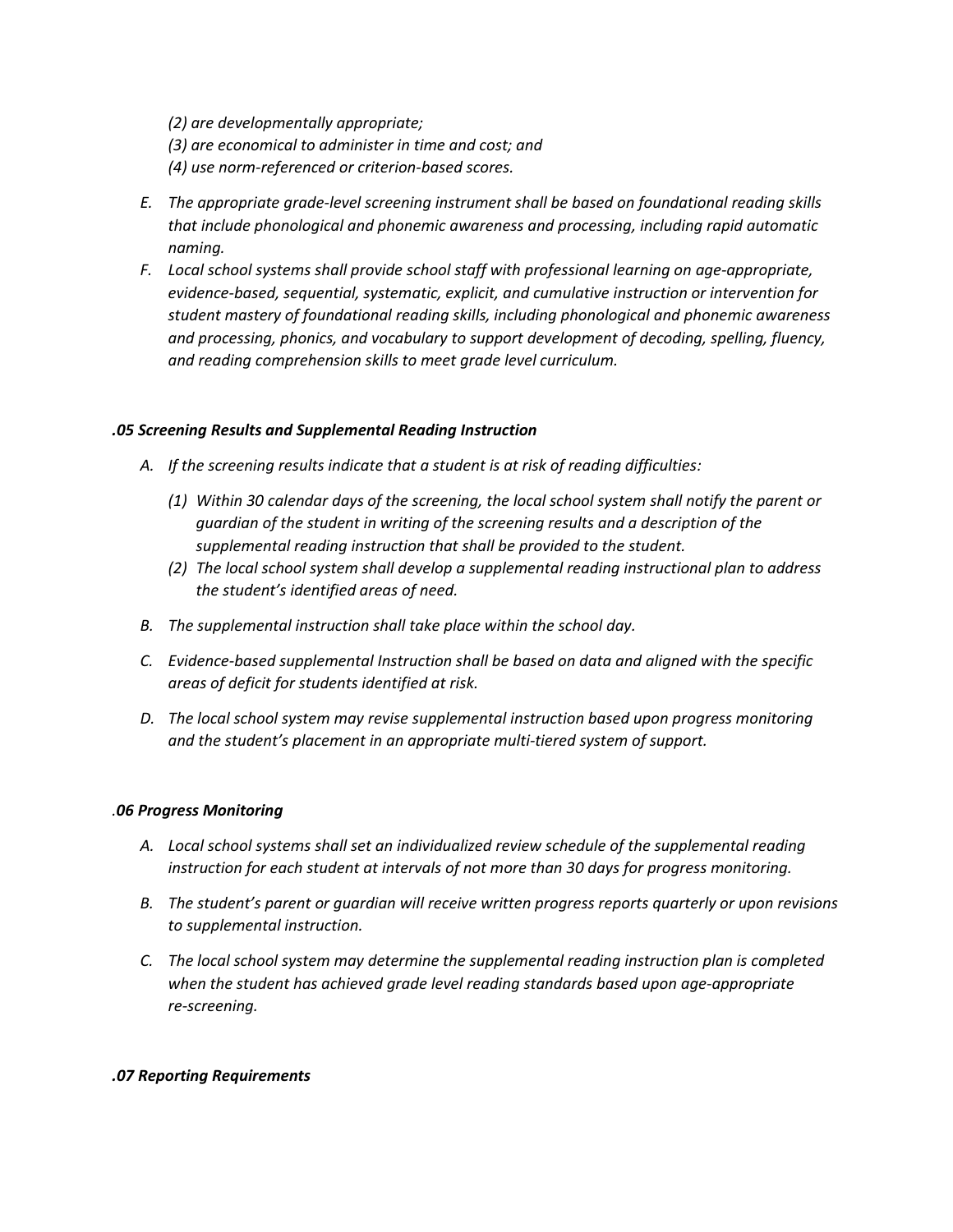*(2) are developmentally appropriate;*
*(3) are economical to administer in time and cost; and*
*(4) use norm-referenced or criterion-based scores.*

*E. The appropriate grade-level screening instrument shall be based on foundational reading skills that include phonological and phonemic awareness and processing, including rapid automatic naming.*

*F. Local school systems shall provide school staff with professional learning on age-appropriate, evidence-based, sequential, systematic, explicit, and cumulative instruction or intervention for student mastery of foundational reading skills, including phonological and phonemic awareness and processing, phonics, and vocabulary to support development of decoding, spelling, fluency, and reading comprehension skills to meet grade level curriculum.*

### *.05 Screening Results and Supplemental Reading Instruction*

*A. If the screening results indicate that a student is at risk of reading difficulties:*

*(1) Within 30 calendar days of the screening, the local school system shall notify the parent or guardian of the student in writing of the screening results and a description of the supplemental reading instruction that shall be provided to the student.*

*(2) The local school system shall develop a supplemental reading instructional plan to address the student's identified areas of need.*

*B. The supplemental instruction shall take place within the school day.*

*C. Evidence-based supplemental Instruction shall be based on data and aligned with the specific areas of deficit for students identified at risk.*

*D. The local school system may revise supplemental instruction based upon progress monitoring and the student's placement in an appropriate multi-tiered system of support.*

### *.06 Progress Monitoring*

*A. Local school systems shall set an individualized review schedule of the supplemental reading instruction for each student at intervals of not more than 30 days for progress monitoring.*

*B. The student's parent or guardian will receive written progress reports quarterly or upon revisions to supplemental instruction.*

*C. The local school system may determine the supplemental reading instruction plan is completed when the student has achieved grade level reading standards based upon age-appropriate re-screening.*

### *.07 Reporting Requirements*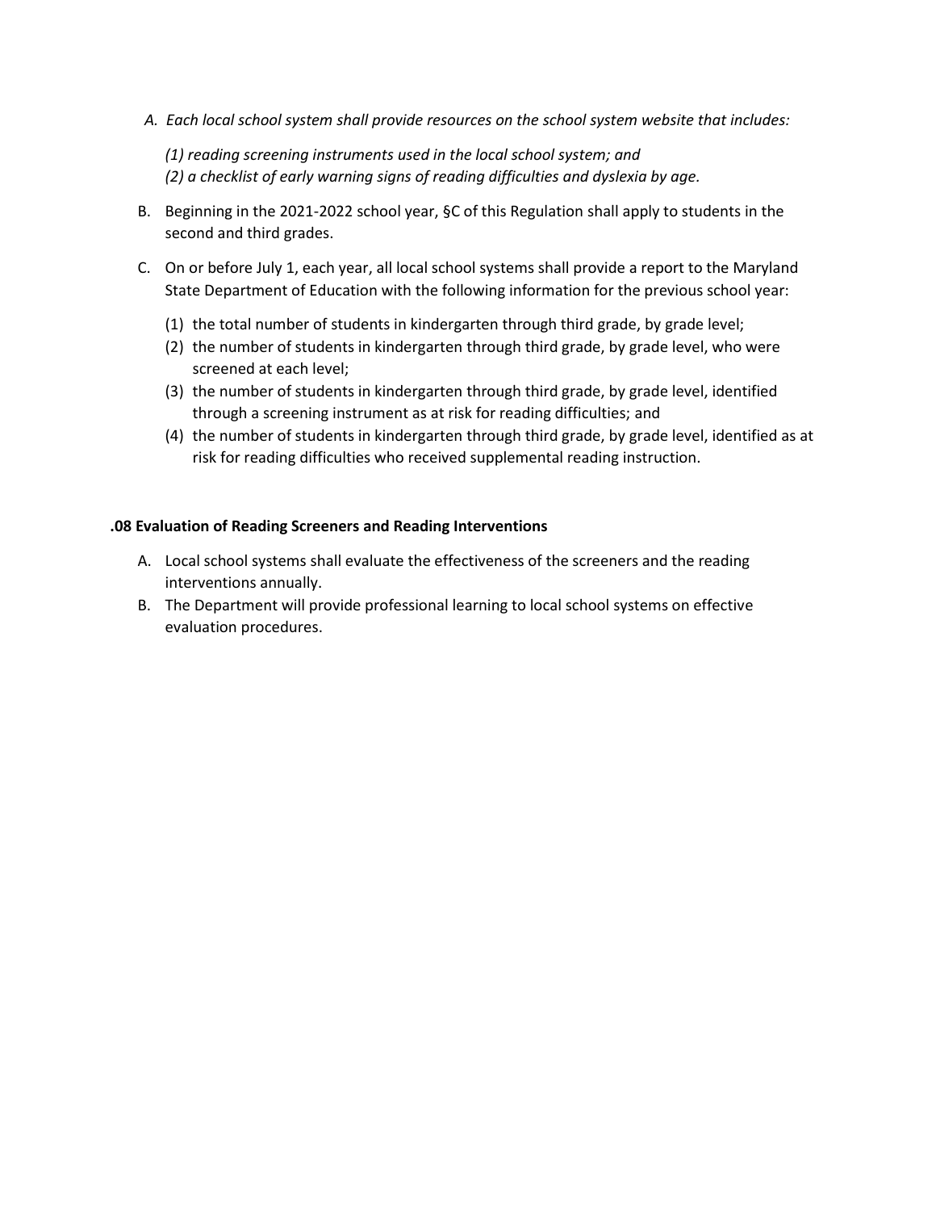*A. Each local school system shall provide resources on the school system website that includes:*

*(1) reading screening instruments used in the local school system; and*
*(2) a checklist of early warning signs of reading difficulties and dyslexia by age.*

B. Beginning in the 2021-2022 school year, §C of this Regulation shall apply to students in the second and third grades.

C. On or before July 1, each year, all local school systems shall provide a report to the Maryland State Department of Education with the following information for the previous school year:

(1) the total number of students in kindergarten through third grade, by grade level;
(2) the number of students in kindergarten through third grade, by grade level, who were screened at each level;
(3) the number of students in kindergarten through third grade, by grade level, identified through a screening instrument as at risk for reading difficulties; and
(4) the number of students in kindergarten through third grade, by grade level, identified as at risk for reading difficulties who received supplemental reading instruction.

**.08 Evaluation of Reading Screeners and Reading Interventions**

A. Local school systems shall evaluate the effectiveness of the screeners and the reading interventions annually.
B. The Department will provide professional learning to local school systems on effective evaluation procedures.